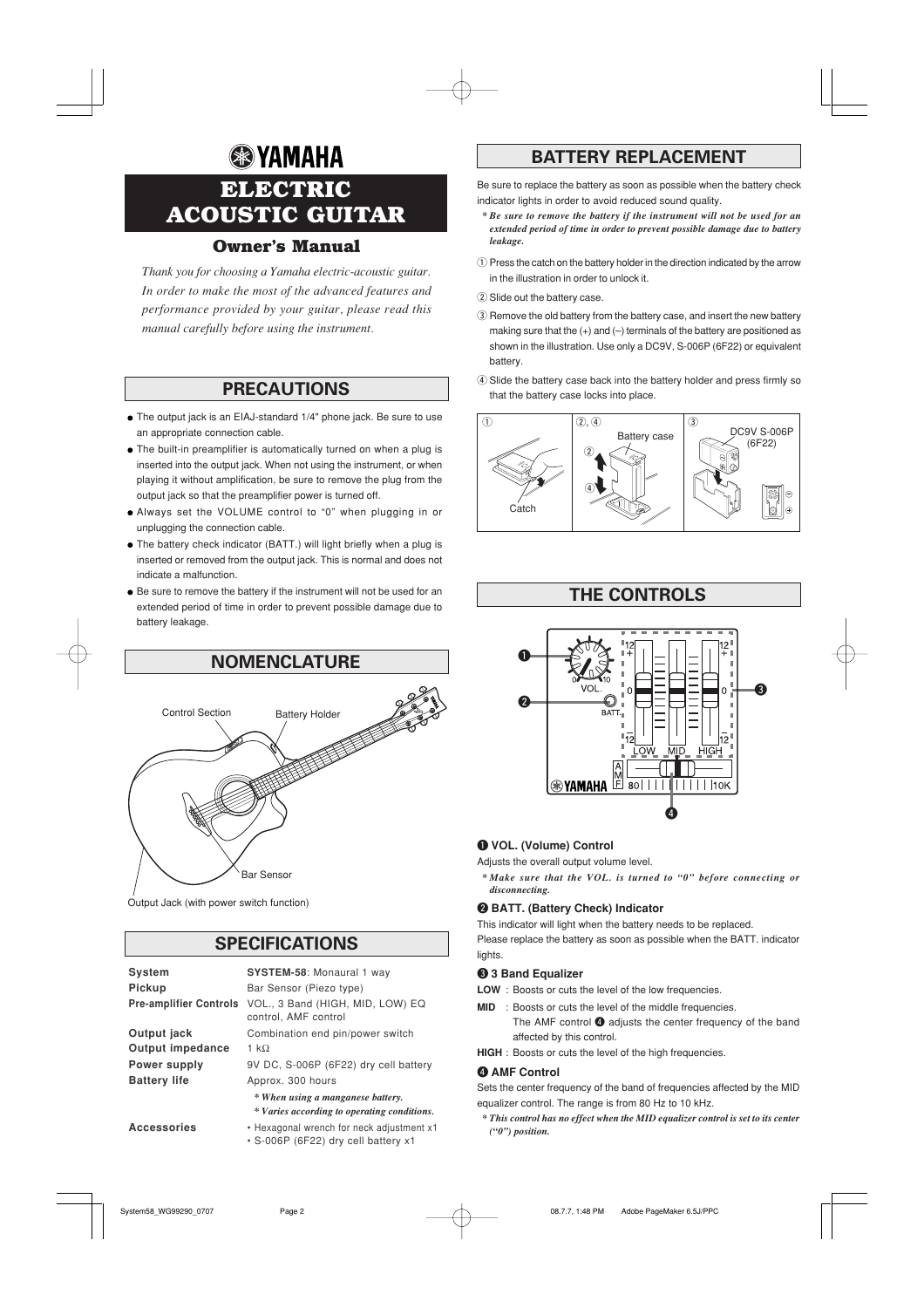# YAMAHA

# ELECTRIC ACOUSTIC GUITAR

## Owner's Manual

*Thank you for choosing a Yamaha electric-acoustic guitar. In order to make the most of the advanced features and performance provided by your guitar, please read this manual carefully before using the instrument.*

## PRECAUTIONS

- The output jack is an EIAJ-standard 1/4" phone jack. Be sure to use an appropriate connection cable.
- The built-in preamplifier is automatically turned on when a plug is inserted into the output jack. When not using the instrument, or when playing it without amplification, be sure to remove the plug from the output jack so that the preamplifier power is turned off.
- Always set the VOLUME control to "0" when plugging in or unplugging the connection cable.
- The battery check indicator (BATT.) will light briefly when a plug is inserted or removed from the output jack. This is normal and does not indicate a malfunction.
- Be sure to remove the battery if the instrument will not be used for an extended period of time in order to prevent possible damage due to battery leakage.

## NOMENCLATURE

Control Section

Battery Holder

Bar Sensor

Output Jack (with power switch function)

## SPECIFICATIONS

| | |
|---|---|
| **System** | **SYSTEM-58**: Monaural 1 way |
| **Pickup** | Bar Sensor (Piezo type) |
| **Pre-amplifier Controls** | VOL., 3 Band (HIGH, MID, LOW) EQ control, AMF control |
| **Output jack** | Combination end pin/power switch |
| **Output impedance** | 1 kΩ |
| **Power supply** | 9V DC, S-006P (6F22) dry cell battery |
| **Battery life** | Approx. 300 hours<br>*\* When using a manganese battery.*<br>*\* Varies according to operating conditions.* |
| **Accessories** | • Hexagonal wrench for neck adjustment x1<br>• S-006P (6F22) dry cell battery x1 |

## BATTERY REPLACEMENT

Be sure to replace the battery as soon as possible when the battery check indicator lights in order to avoid reduced sound quality.

*\* Be sure to remove the battery if the instrument will not be used for an extended period of time in order to prevent possible damage due to battery leakage.*

① Press the catch on the battery holder in the direction indicated by the arrow in the illustration in order to unlock it.

② Slide out the battery case.

③ Remove the old battery from the battery case, and insert the new battery making sure that the (+) and (–) terminals of the battery are positioned as shown in the illustration. Use only a DC9V, S-006P (6F22) or equivalent battery.

④ Slide the battery case back into the battery holder and press firmly so that the battery case locks into place.

① Catch

②, ④ Battery case

③ DC9V S-006P (6F22)

## THE CONTROLS

### ❶ VOL. (Volume) Control

Adjusts the overall output volume level.

*\* Make sure that the VOL. is turned to "0" before connecting or disconnecting.*

### ❷ BATT. (Battery Check) Indicator

This indicator will light when the battery needs to be replaced.
Please replace the battery as soon as possible when the BATT. indicator lights.

### ❸ 3 Band Equalizer

**LOW** : Boosts or cuts the level of the low frequencies.

**MID** : Boosts or cuts the level of the middle frequencies.
The AMF control ❹ adjusts the center frequency of the band affected by this control.

**HIGH** : Boosts or cuts the level of the high frequencies.

### ❹ AMF Control

Sets the center frequency of the band of frequencies affected by the MID equalizer control. The range is from 80 Hz to 10 kHz.

*\* This control has no effect when the MID equalizer control is set to its center ("0") position.*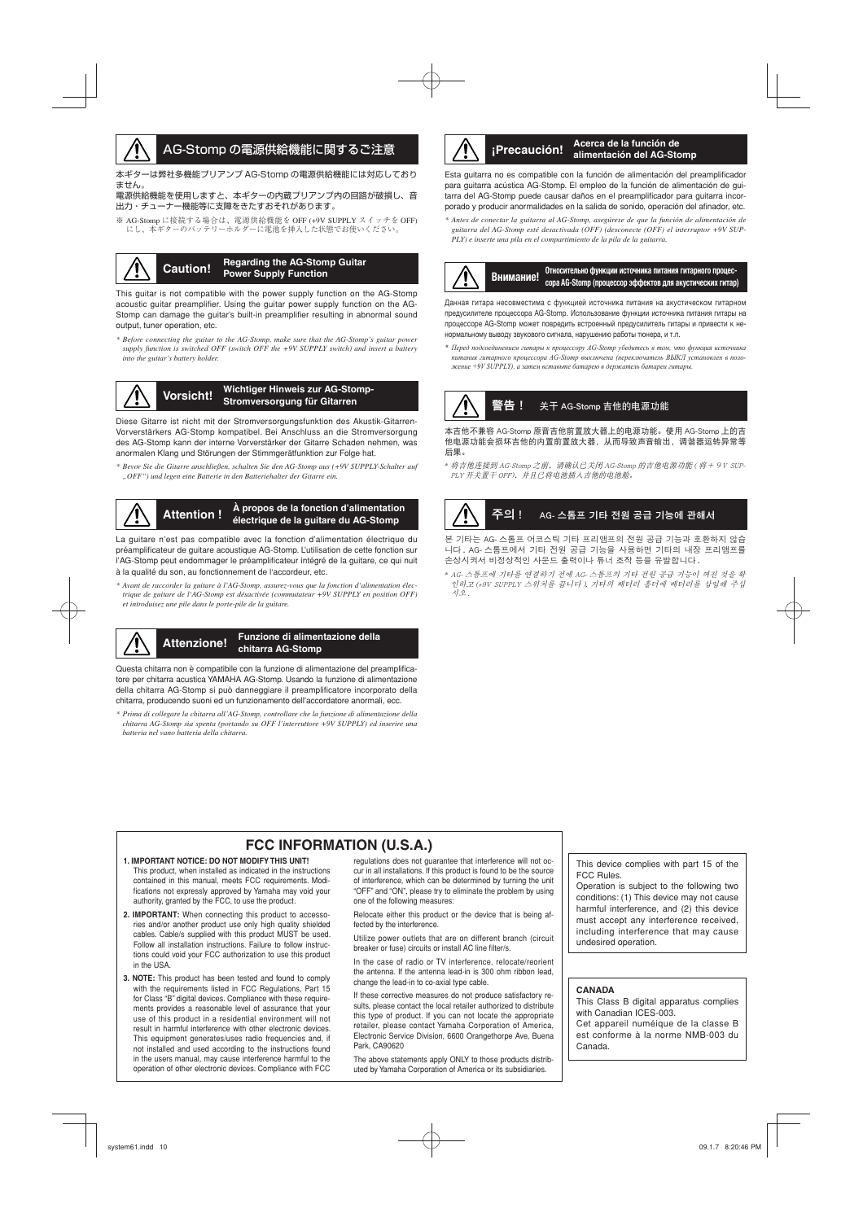## AG-Stomp の電源供給機能に関するご注意

本ギターは弊社多機能プリアンプ AG-Stomp の電源供給機能には対応しておりません。
電源供給機能を使用しますと、本ギターの内蔵プリアンプ内の回路が破損し、音出力・チューナー機能等に支障をきたすおそれがあります。

※ AG-Stomp に接続する場合は、電源供給機能を OFF (+9V SUPPLY スイッチを OFF) にし、本ギターのバッテリーホルダーに電池を挿入した状態でお使いください。

## Caution! Regarding the AG-Stomp Guitar Power Supply Function

This guitar is not compatible with the power supply function on the AG-Stomp acoustic guitar preamplifier. Using the guitar power supply function on the AG-Stomp can damage the guitar's built-in preamplifier resulting in abnormal sound output, tuner operation, etc.

*\* Before connecting the guitar to the AG-Stomp, make sure that the AG-Stomp's guitar power supply function is switched OFF (switch OFF the +9V SUPPLY switch) and insert a battery into the guitar's battery holder.*

## Vorsicht! Wichtiger Hinweis zur AG-Stomp-Stromversorgung für Gitarren

Diese Gitarre ist nicht mit der Stromversorgungsfunktion des Akustik-Gitarren-Vorverstärkers AG-Stomp kompatibel. Bei Anschluss an die Stromversorgung des AG-Stomp kann der interne Vorverstärker der Gitarre Schaden nehmen, was anormalen Klang und Störungen der Stimmgerätfunktion zur Folge hat.

*\* Bevor Sie die Gitarre anschließen, schalten Sie den AG-Stomp aus (+9V SUPPLY-Schalter auf „OFF") und legen eine Batterie in den Batteriehalter der Gitarre ein.*

## Attention ! À propos de la fonction d'alimentation électrique de la guitare du AG-Stomp

La guitare n'est pas compatible avec la fonction d'alimentation électrique du préamplificateur de guitare acoustique AG-Stomp. L'utilisation de cette fonction sur l'AG-Stomp peut endommager le préamplificateur intégré de la guitare, ce qui nuit à la qualité du son, au fonctionnement de l'accordeur, etc.

*\* Avant de raccorder la guitare à l'AG-Stomp, assurez-vous que la fonction d'alimentation électrique de guitare de l'AG-Stomp est désactivée (commutateur +9V SUPPLY en position OFF) et introduisez une pile dans le porte-pile de la guitare.*

## Attenzione! Funzione di alimentazione della chitarra AG-Stomp

Questa chitarra non è compatibile con la funzione di alimentazione del preamplificatore per chitarra acustica YAMAHA AG-Stomp. Usando la funzione di alimentazione della chitarra AG-Stomp si può danneggiare il preamplificatore incorporato della chitarra, producendo suoni ed un funzionamento dell'accordatore anormali, ecc.

*\* Prima di collegare la chitarra all'AG-Stomp, controllare che la funzione di alimentazione della chitarra AG-Stomp sia spenta (portando su OFF l'interruttore +9V SUPPLY) ed inserire una batteria nel vano batteria della chitarra.*

## ¡Precaución! Acerca de la función de alimentación del AG-Stomp

Esta guitarra no es compatible con la función de alimentación del preamplificador para guitarra acústica AG-Stomp. El empleo de la función de alimentación de guitarra del AG-Stomp puede causar daños en el preamplificador para guitarra incorporado y producir anormalidades en la salida de sonido, operación del afinador, etc.

*\* Antes de conectar la guitarra al AG-Stomp, asegúrese de que la función de alimentación de guitarra del AG-Stomp esté desactivada (OFF) (desconecte (OFF) el interruptor +9V SUPPLY) e inserte una pila en el compartimiento de la pila de la guitarra.*

## Внимание! Относительно функции источника питания гитарного процессора AG-Stomp (процессор эффектов для акустических гитар)

Данная гитара несовместима с функцией источника питания на акустическом гитарном предусилителе процессора AG-Stomp. Использование функции источника питания гитары на процессоре AG-Stomp может повредить встроенный предусилитель гитары и привести к ненормальному выводу звукового сигнала, нарушению работы тюнера, и т.п.

*\* Перед подсоединением гитары к процессору AG-Stomp убедитесь в том, что функция источника питания гитарного процессора AG-Stomp выключена (переключатель ВЫКЛ установлен в положение +9V SUPPLY), а затем вставьте батарею в держатель батареи гитары.*

## 警告！ 关于 AG-Stomp 吉他的电源功能

本吉他不兼容 AG-Stomp 原音吉他前置放大器上的电源功能。使用 AG-Stomp 上的吉他电源功能会损坏吉他的内置前置放大器，从而导致声音输出，调谐器运转异常等后果。

*\* 将吉他连接到 AG-Stomp 之前，请确认已关闭 AG-Stomp 的吉他电源功能 ( 将＋ 9V SUPPLY 开关置于 OFF)，并且已将电池插入吉他的电池舱。*

## 주의！ AG- 스톰프 기타 전원 공급 기능에 관해서

본 기타는 AG- 스톰프 어코스틱 기타 프리앰프의 전원 공급 기능과 호환하지 않습니다 . AG- 스톰프에서 기타 전원 공급 기능을 사용하면 기타의 내장 프리앰프를 손상시켜서 비정상적인 사운드 출력이나 튜너 조작 등을 유발합니다 .

*\* AG- 스톰프에 기타를 연결하기 전에 AG- 스톰프의 기타 전원 공급 기능이 꺼진 것을 확인하고 (+9V SUPPLY 스위치를 끕니다 ), 기타의 배터리 홀더에 배터리를 삽입해 주십시오 .*

## FCC INFORMATION (U.S.A.)

1. **IMPORTANT NOTICE: DO NOT MODIFY THIS UNIT!**
   This product, when installed as indicated in the instructions contained in this manual, meets FCC requirements. Modifications not expressly approved by Yamaha may void your authority, granted by the FCC, to use the product.
2. **IMPORTANT:** When connecting this product to accessories and/or another product use only high quality shielded cables. Cable/s supplied with this product MUST be used. Follow all installation instructions. Failure to follow instructions could void your FCC authorization to use this product in the USA.
3. **NOTE:** This product has been tested and found to comply with the requirements listed in FCC Regulations, Part 15 for Class "B" digital devices. Compliance with these requirements provides a reasonable level of assurance that your use of this product in a residential environment will not result in harmful interference with other electronic devices. This equipment generates/uses radio frequencies and, if not installed and used according to the instructions found in the users manual, may cause interference harmful to the operation of other electronic devices. Compliance with FCC regulations does not guarantee that interference will not occur in all installations. If this product is found to be the source of interference, which can be determined by turning the unit "OFF" and "ON", please try to eliminate the problem by using one of the following measures:

   Relocate either this product or the device that is being affected by the interference.

   Utilize power outlets that are on different branch (circuit breaker or fuse) circuits or install AC line filter/s.

   In the case of radio or TV interference, relocate/reorient the antenna. If the antenna lead-in is 300 ohm ribbon lead, change the lead-in to co-axial type cable.

   If these corrective measures do not produce satisfactory results, please contact the local retailer authorized to distribute this type of product. If you can not locate the appropriate retailer, please contact Yamaha Corporation of America, Electronic Service Division, 6600 Orangethorpe Ave, Buena Park, CA90620

   The above statements apply ONLY to those products distributed by Yamaha Corporation of America or its subsidiaries.

This device complies with part 15 of the FCC Rules.
Operation is subject to the following two conditions: (1) This device may not cause harmful interference, and (2) this device must accept any interference received, including interference that may cause undesired operation.

**CANADA**

This Class B digital apparatus complies with Canadian ICES-003.
Cet appareil numérique de la classe B est conforme à la norme NMB-003 du Canada.